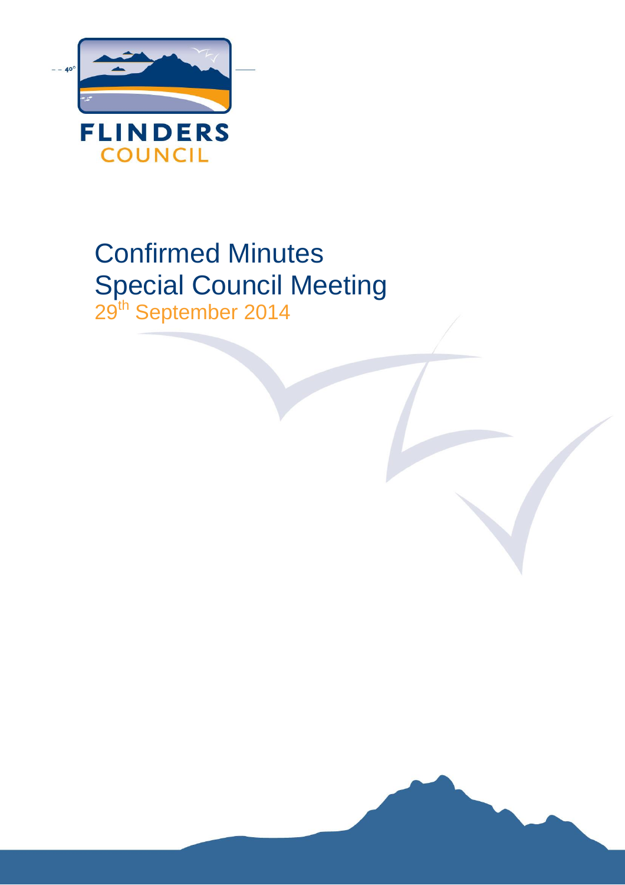FLINDERS
COUNCIL

# Confirmed Minutes
# Special Council Meeting

29th September 2014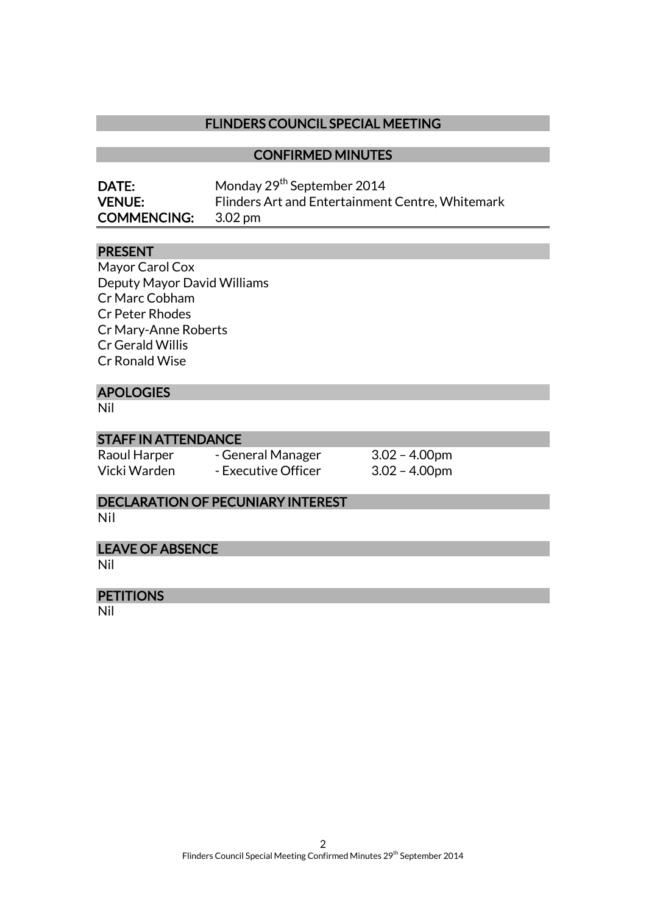## FLINDERS COUNCIL SPECIAL MEETING

## CONFIRMED MINUTES

**DATE:** Monday 29th September 2014
**VENUE:** Flinders Art and Entertainment Centre, Whitemark
**COMMENCING:** 3.02 pm

### PRESENT

Mayor Carol Cox
Deputy Mayor David Williams
Cr Marc Cobham
Cr Peter Rhodes
Cr Mary-Anne Roberts
Cr Gerald Willis
Cr Ronald Wise

### APOLOGIES

Nil

### STAFF IN ATTENDANCE

| | | |
|---|---|---|
| Raoul Harper | - General Manager | 3.02 – 4.00pm |
| Vicki Warden | - Executive Officer | 3.02 – 4.00pm |

### DECLARATION OF PECUNIARY INTEREST

Nil

### LEAVE OF ABSENCE

Nil

### PETITIONS

Nil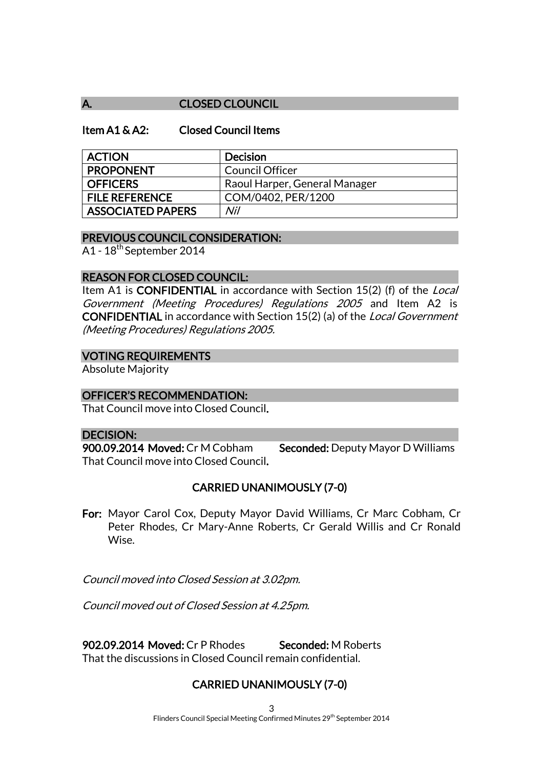## A. CLOSED CLOUNCIL

### Item A1 & A2: Closed Council Items

| ACTION | Decision |
|---|---|
| PROPONENT | Council Officer |
| OFFICERS | Raoul Harper, General Manager |
| FILE REFERENCE | COM/0402, PER/1200 |
| ASSOCIATED PAPERS | *Nil* |

### PREVIOUS COUNCIL CONSIDERATION:

A1 - 18th September 2014

### REASON FOR CLOSED COUNCIL:

Item A1 is **CONFIDENTIAL** in accordance with Section 15(2) (f) of the *Local Government (Meeting Procedures) Regulations 2005* and Item A2 is **CONFIDENTIAL** in accordance with Section 15(2) (a) of the *Local Government (Meeting Procedures) Regulations 2005.*

### VOTING REQUIREMENTS

Absolute Majority

### OFFICER'S RECOMMENDATION:

That Council move into Closed Council.

### DECISION:

**900.09.2014 Moved:** Cr M Cobham **Seconded:** Deputy Mayor D Williams
That Council move into Closed Council.

**CARRIED UNANIMOUSLY (7-0)**

**For:** Mayor Carol Cox, Deputy Mayor David Williams, Cr Marc Cobham, Cr Peter Rhodes, Cr Mary-Anne Roberts, Cr Gerald Willis and Cr Ronald Wise.

*Council moved into Closed Session at 3.02pm.*

*Council moved out of Closed Session at 4.25pm.*

**902.09.2014 Moved:** Cr P Rhodes **Seconded:** M Roberts
That the discussions in Closed Council remain confidential.

**CARRIED UNANIMOUSLY (7-0)**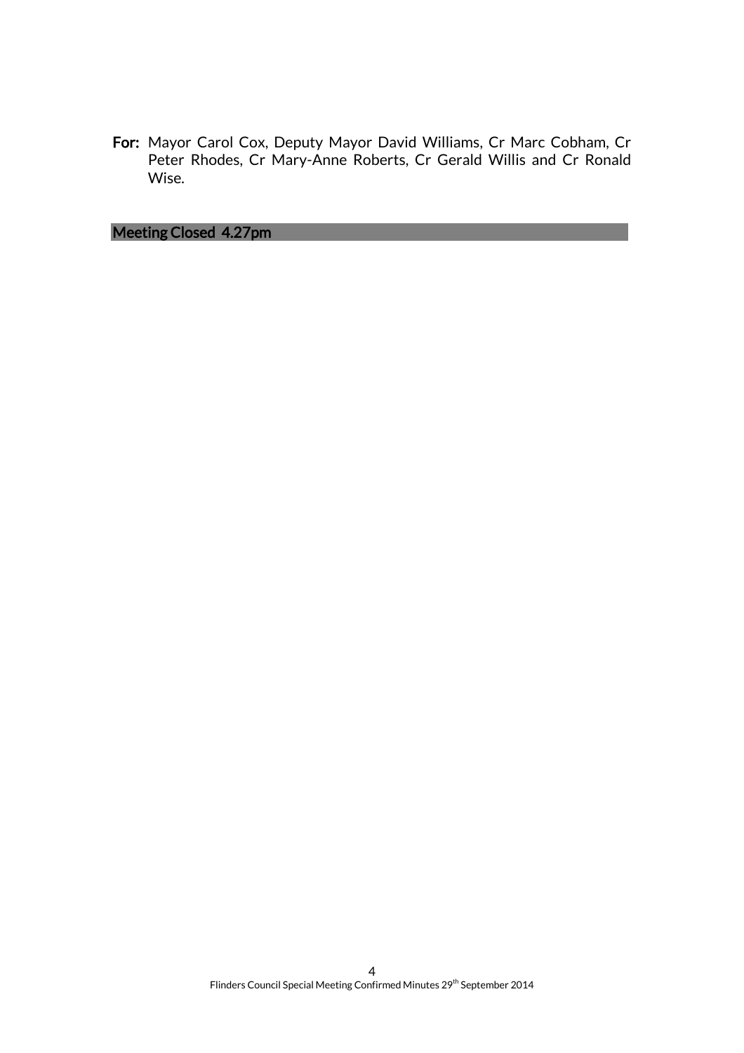**For:** Mayor Carol Cox, Deputy Mayor David Williams, Cr Marc Cobham, Cr Peter Rhodes, Cr Mary-Anne Roberts, Cr Gerald Willis and Cr Ronald Wise.

## Meeting Closed 4.27pm